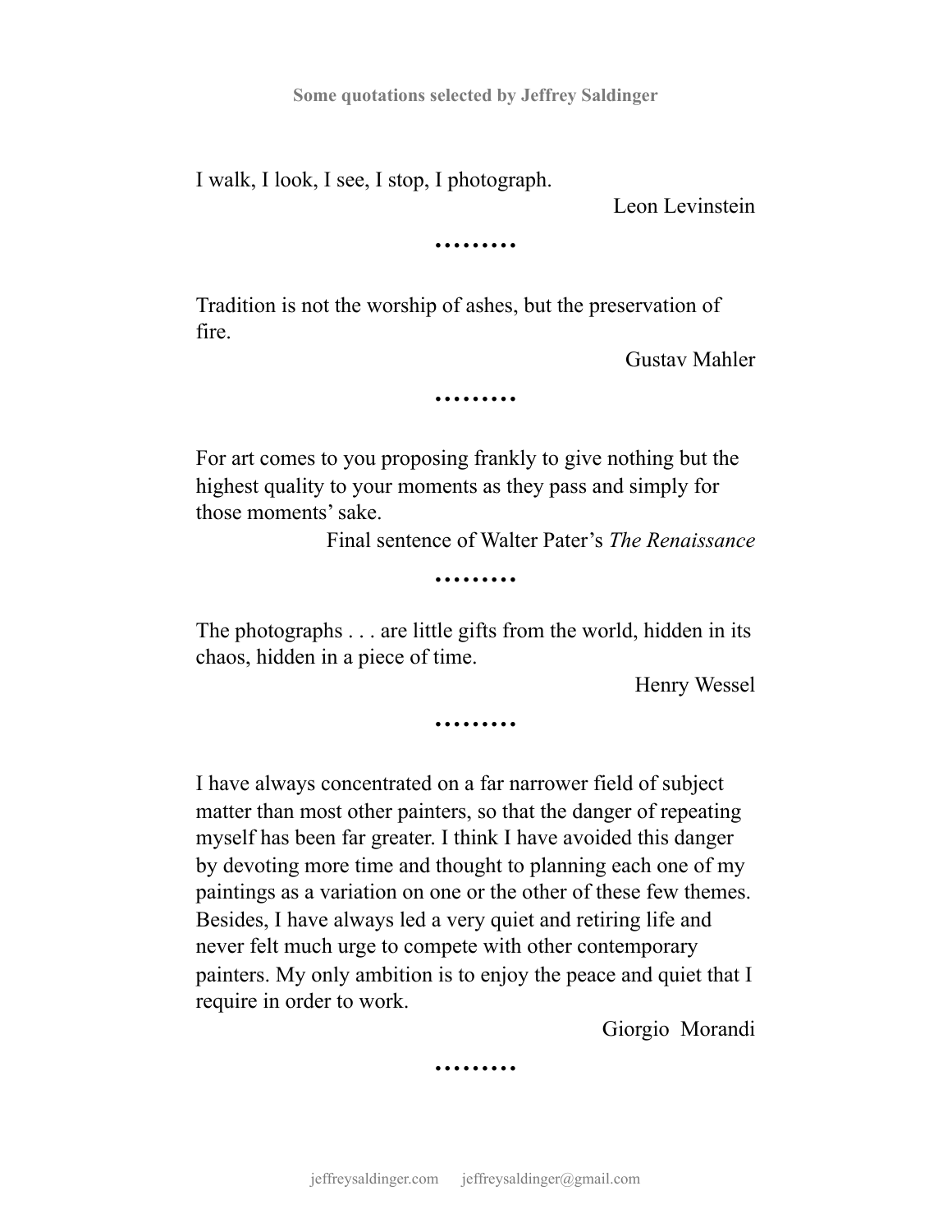**Some quotations selected by Jeffrey Saldinger**

I walk, I look, I see, I stop, I photograph.

Leon Levinstein

••••••••

Tradition is not the worship of ashes, but the preservation of fire.

Gustav Mahler

••••••••

For art comes to you proposing frankly to give nothing but the highest quality to your moments as they pass and simply for those moments' sake.

Final sentence of Walter Pater's *The Renaissance*

••••••••

The photographs . . . are little gifts from the world, hidden in its chaos, hidden in a piece of time.

Henry Wessel

••••••••

I have always concentrated on a far narrower field of subject matter than most other painters, so that the danger of repeating myself has been far greater. I think I have avoided this danger by devoting more time and thought to planning each one of my paintings as a variation on one or the other of these few themes. Besides, I have always led a very quiet and retiring life and never felt much urge to compete with other contemporary painters. My only ambition is to enjoy the peace and quiet that I require in order to work.

Giorgio Morandi

••••••••

jeffreysaldinger.com jeffreysaldinger@gmail.com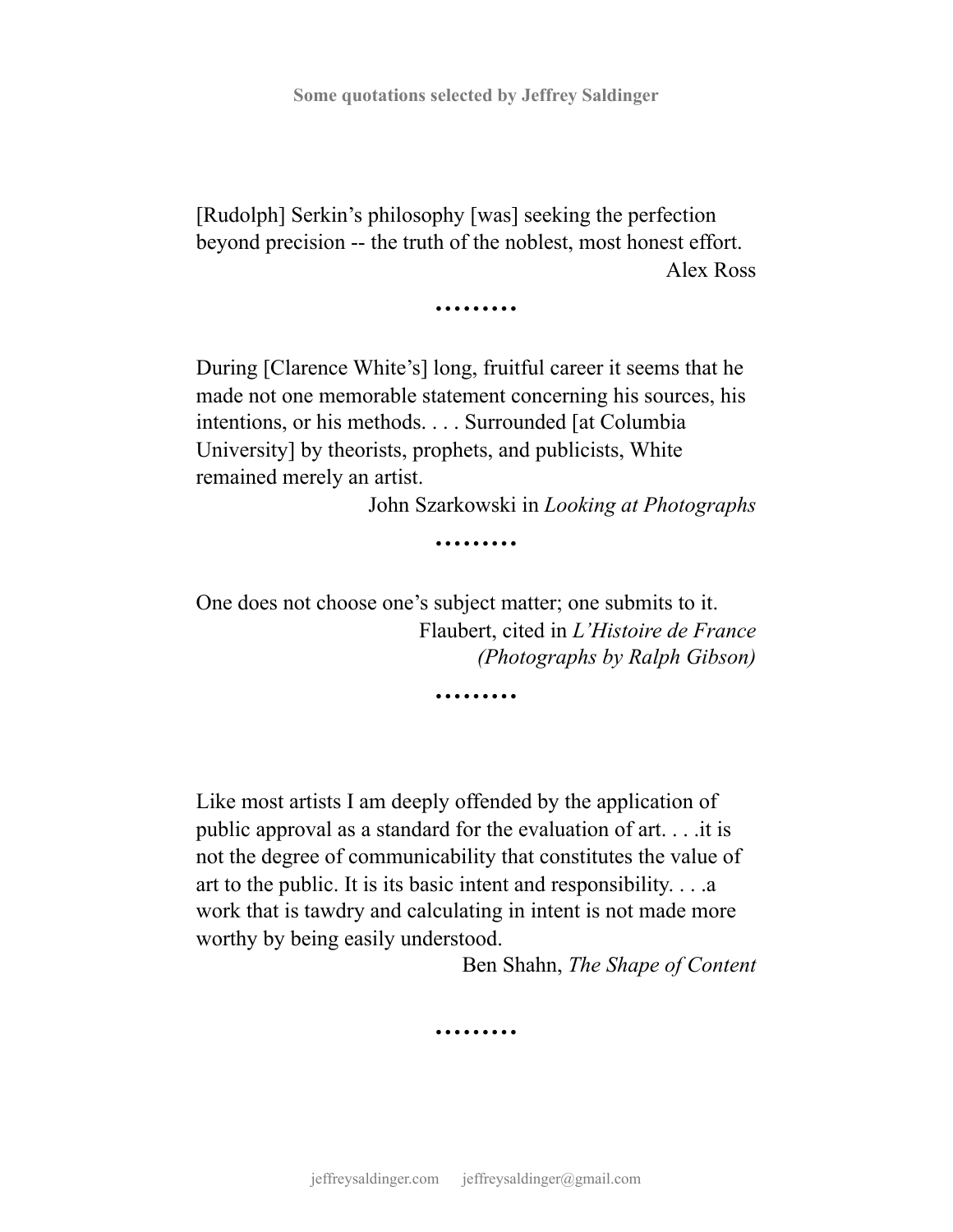Some quotations selected by Jeffrey Saldinger

[Rudolph] Serkin's philosophy [was] seeking the perfection beyond precision -- the truth of the noblest, most honest effort.

Alex Ross

.........

During [Clarence White's] long, fruitful career it seems that he made not one memorable statement concerning his sources, his intentions, or his methods. . . . Surrounded [at Columbia University] by theorists, prophets, and publicists, White remained merely an artist.

John Szarkowski in *Looking at Photographs*

.........

One does not choose one's subject matter; one submits to it.

Flaubert, cited in *L'Histoire de France (Photographs by Ralph Gibson)*

.........

Like most artists I am deeply offended by the application of public approval as a standard for the evaluation of art. . . .it is not the degree of communicability that constitutes the value of art to the public. It is its basic intent and responsibility. . . .a work that is tawdry and calculating in intent is not made more worthy by being easily understood.

Ben Shahn, *The Shape of Content*

.........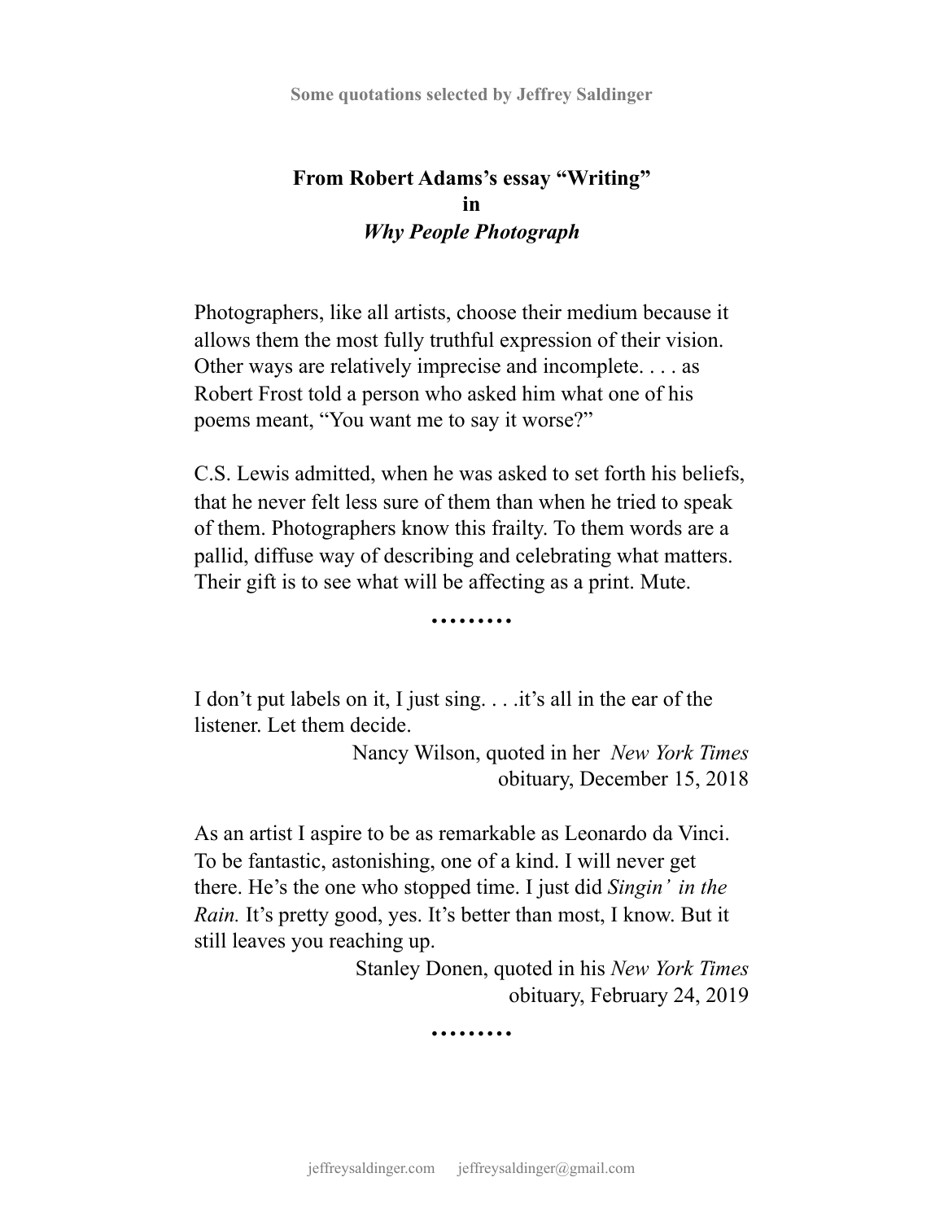Some quotations selected by Jeffrey Saldinger

**From Robert Adams's essay "Writing"**
**in**
***Why People Photograph***

Photographers, like all artists, choose their medium because it allows them the most fully truthful expression of their vision. Other ways are relatively imprecise and incomplete. . . . as Robert Frost told a person who asked him what one of his poems meant, "You want me to say it worse?"

C.S. Lewis admitted, when he was asked to set forth his beliefs, that he never felt less sure of them than when he tried to speak of them. Photographers know this frailty. To them words are a pallid, diffuse way of describing and celebrating what matters. Their gift is to see what will be affecting as a print. Mute.

.........

I don't put labels on it, I just sing. . . .it's all in the ear of the listener. Let them decide.

Nancy Wilson, quoted in her *New York Times* obituary, December 15, 2018

As an artist I aspire to be as remarkable as Leonardo da Vinci. To be fantastic, astonishing, one of a kind. I will never get there. He's the one who stopped time. I just did *Singin' in the Rain.* It's pretty good, yes. It's better than most, I know. But it still leaves you reaching up.

Stanley Donen, quoted in his *New York Times* obituary, February 24, 2019

.........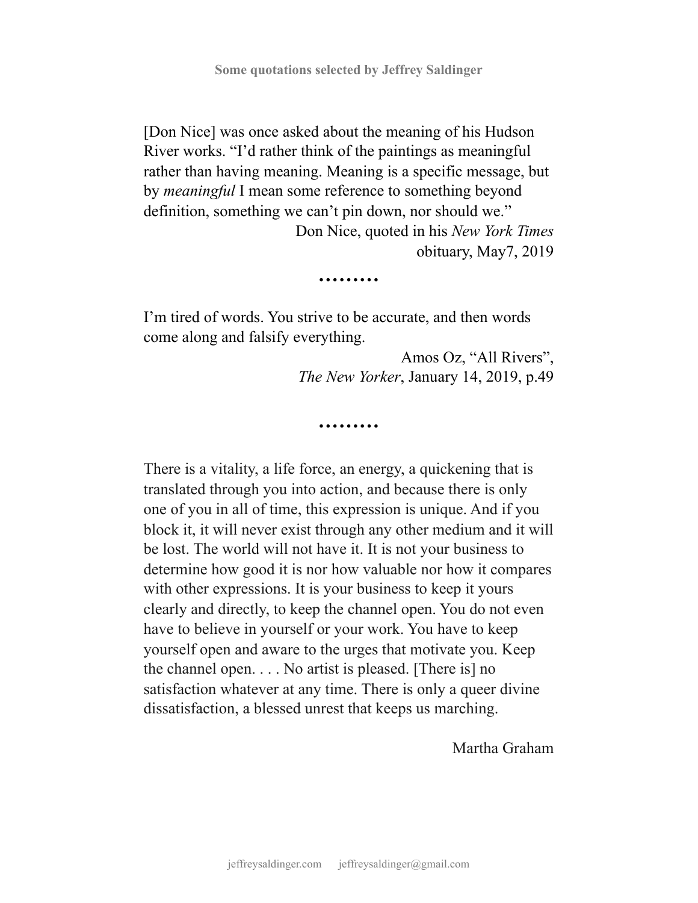[Don Nice] was once asked about the meaning of his Hudson River works. "I'd rather think of the paintings as meaningful rather than having meaning. Meaning is a specific message, but by *meaningful* I mean some reference to something beyond definition, something we can't pin down, nor should we."

Don Nice, quoted in his *New York Times* obituary, May7, 2019

.........

I'm tired of words. You strive to be accurate, and then words come along and falsify everything.

Amos Oz, "All Rivers", *The New Yorker*, January 14, 2019, p.49

.........

There is a vitality, a life force, an energy, a quickening that is translated through you into action, and because there is only one of you in all of time, this expression is unique. And if you block it, it will never exist through any other medium and it will be lost. The world will not have it. It is not your business to determine how good it is nor how valuable nor how it compares with other expressions. It is your business to keep it yours clearly and directly, to keep the channel open. You do not even have to believe in yourself or your work. You have to keep yourself open and aware to the urges that motivate you. Keep the channel open. . . . No artist is pleased. [There is] no satisfaction whatever at any time. There is only a queer divine dissatisfaction, a blessed unrest that keeps us marching.

Martha Graham